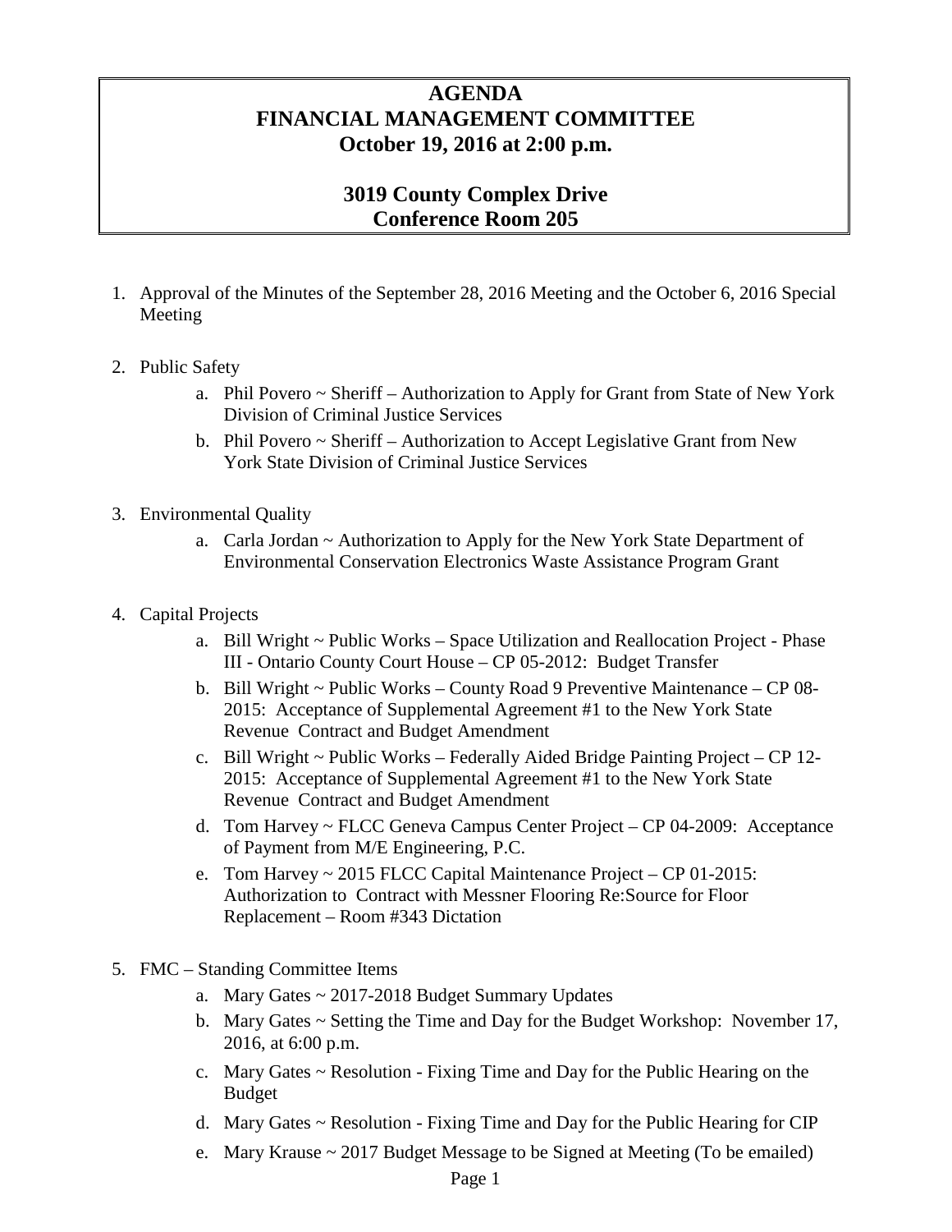# AGENDA
# FINANCIAL MANAGEMENT COMMITTEE
# October 19, 2016 at 2:00 p.m.

## 3019 County Complex Drive
## Conference Room 205

1. Approval of the Minutes of the September 28, 2016 Meeting and the October 6, 2016 Special Meeting

2. Public Safety
    a. Phil Povero ~ Sheriff – Authorization to Apply for Grant from State of New York Division of Criminal Justice Services
    b. Phil Povero ~ Sheriff – Authorization to Accept Legislative Grant from New York State Division of Criminal Justice Services

3. Environmental Quality
    a. Carla Jordan ~ Authorization to Apply for the New York State Department of Environmental Conservation Electronics Waste Assistance Program Grant

4. Capital Projects
    a. Bill Wright ~ Public Works – Space Utilization and Reallocation Project - Phase III - Ontario County Court House – CP 05-2012: Budget Transfer
    b. Bill Wright ~ Public Works – County Road 9 Preventive Maintenance – CP 08-2015: Acceptance of Supplemental Agreement #1 to the New York State Revenue Contract and Budget Amendment
    c. Bill Wright ~ Public Works – Federally Aided Bridge Painting Project – CP 12-2015: Acceptance of Supplemental Agreement #1 to the New York State Revenue Contract and Budget Amendment
    d. Tom Harvey ~ FLCC Geneva Campus Center Project – CP 04-2009: Acceptance of Payment from M/E Engineering, P.C.
    e. Tom Harvey ~ 2015 FLCC Capital Maintenance Project – CP 01-2015: Authorization to Contract with Messner Flooring Re:Source for Floor Replacement – Room #343 Dictation

5. FMC – Standing Committee Items
    a. Mary Gates ~ 2017-2018 Budget Summary Updates
    b. Mary Gates ~ Setting the Time and Day for the Budget Workshop: November 17, 2016, at 6:00 p.m.
    c. Mary Gates ~ Resolution - Fixing Time and Day for the Public Hearing on the Budget
    d. Mary Gates ~ Resolution - Fixing Time and Day for the Public Hearing for CIP
    e. Mary Krause ~ 2017 Budget Message to be Signed at Meeting (To be emailed)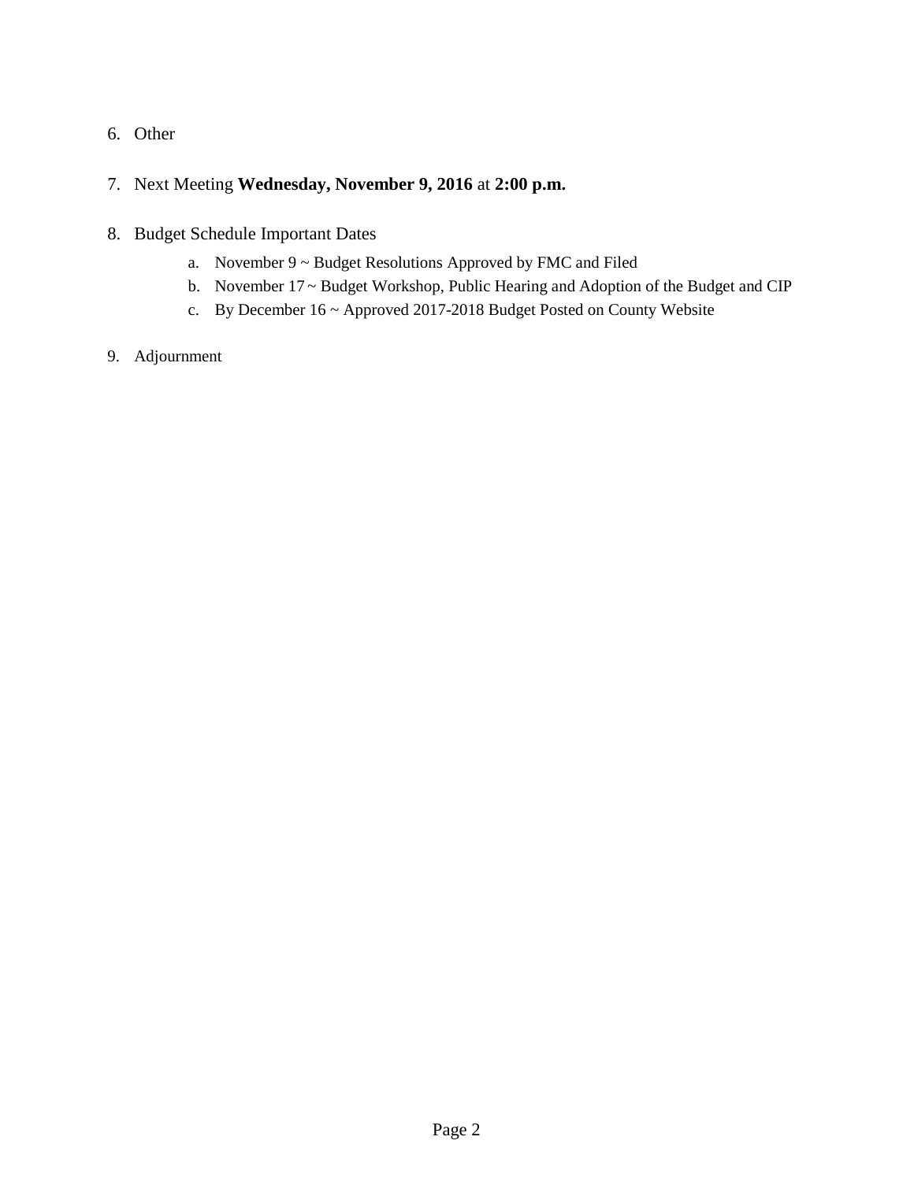6. Other

7. Next Meeting **Wednesday, November 9, 2016** at **2:00 p.m.**

8. Budget Schedule Important Dates
    a. November 9 ~ Budget Resolutions Approved by FMC and Filed
    b. November 17 ~ Budget Workshop, Public Hearing and Adoption of the Budget and CIP
    c. By December 16 ~ Approved 2017-2018 Budget Posted on County Website

9. Adjournment